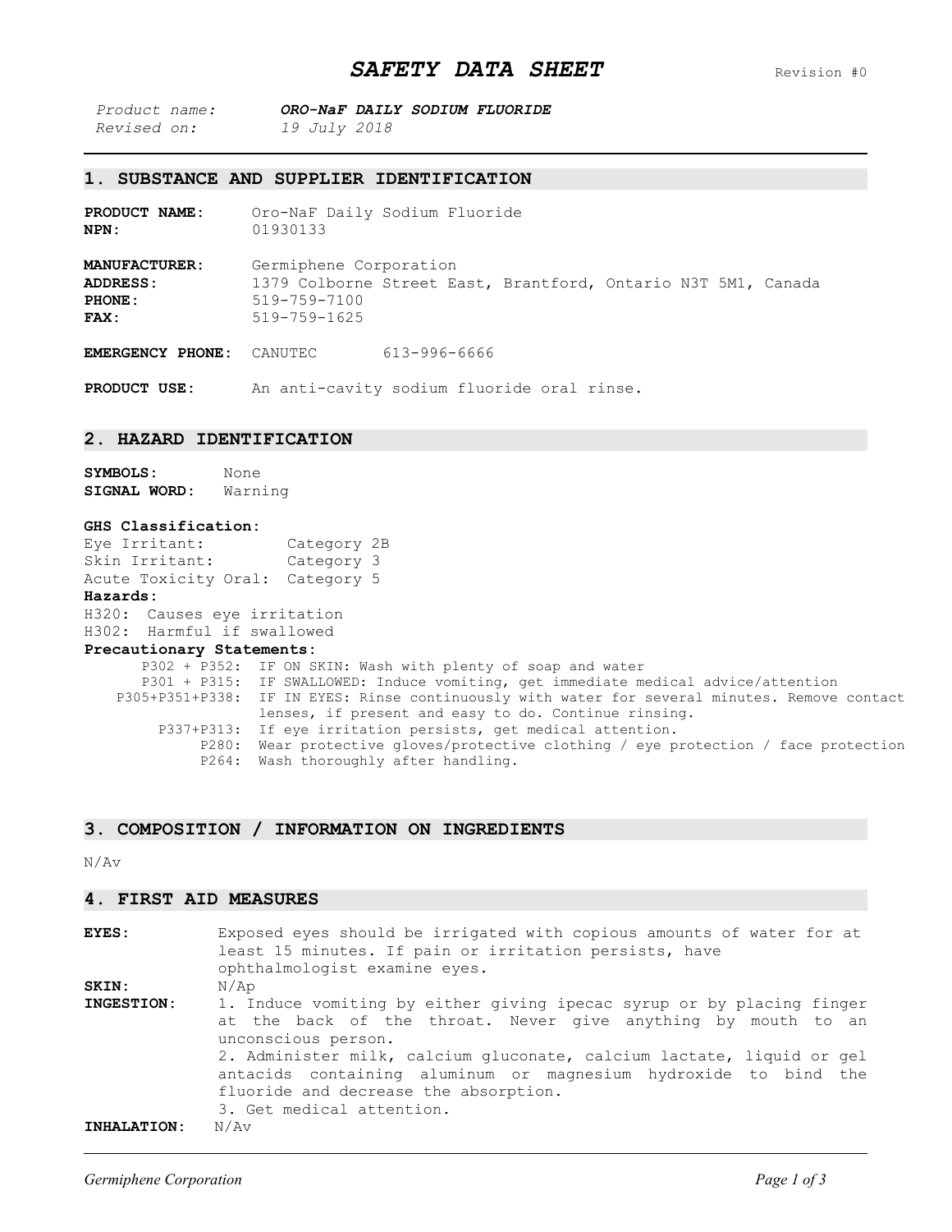# *SAFETY DATA SHEET*

Revision #0

*Product name:* ***ORO-NaF DAILY SODIUM FLUORIDE***
*Revised on:* *19 July 2018*

## 1. SUBSTANCE AND SUPPLIER IDENTIFICATION

**PRODUCT NAME:** Oro-NaF Daily Sodium Fluoride
**NPN:** 01930133

**MANUFACTURER:** Germiphene Corporation
**ADDRESS:** 1379 Colborne Street East, Brantford, Ontario N3T 5M1, Canada
**PHONE:** 519-759-7100
**FAX:** 519-759-1625

**EMERGENCY PHONE:** CANUTEC 613-996-6666

**PRODUCT USE:** An anti-cavity sodium fluoride oral rinse.

## 2. HAZARD IDENTIFICATION

**SYMBOLS:** None
**SIGNAL WORD:** Warning

**GHS Classification:**
Eye Irritant: Category 2B
Skin Irritant: Category 3
Acute Toxicity Oral: Category 5

**Hazards:**
H320: Causes eye irritation
H302: Harmful if swallowed

**Precautionary Statements:**

| | |
|---|---|
| P302 + P352: | IF ON SKIN: Wash with plenty of soap and water |
| P301 + P315: | IF SWALLOWED: Induce vomiting, get immediate medical advice/attention |
| P305+P351+P338: | IF IN EYES: Rinse continuously with water for several minutes. Remove contact lenses, if present and easy to do. Continue rinsing. |
| P337+P313: | If eye irritation persists, get medical attention. |
| P280: | Wear protective gloves/protective clothing / eye protection / face protection |
| P264: | Wash thoroughly after handling. |

## 3. COMPOSITION / INFORMATION ON INGREDIENTS

N/Av

## 4. FIRST AID MEASURES

**EYES:** Exposed eyes should be irrigated with copious amounts of water for at least 15 minutes. If pain or irritation persists, have ophthalmologist examine eyes.

**SKIN:** N/Ap

**INGESTION:**
1. Induce vomiting by either giving ipecac syrup or by placing finger at the back of the throat. Never give anything by mouth to an unconscious person.
2. Administer milk, calcium gluconate, calcium lactate, liquid or gel antacids containing aluminum or magnesium hydroxide to bind the fluoride and decrease the absorption.
3. Get medical attention.

**INHALATION:** N/Av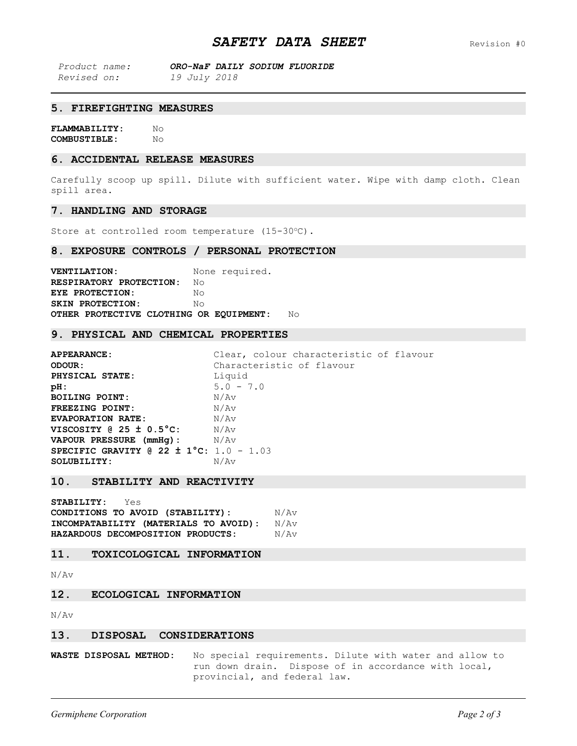# SAFETY DATA SHEET

Revision #0

*Product name:* ***ORO-NaF DAILY SODIUM FLUORIDE***
*Revised on:* *19 July 2018*

## 5. FIREFIGHTING MEASURES

**FLAMMABILITY:** No
**COMBUSTIBLE:** No

## 6. ACCIDENTAL RELEASE MEASURES

Carefully scoop up spill. Dilute with sufficient water. Wipe with damp cloth. Clean spill area.

## 7. HANDLING AND STORAGE

Store at controlled room temperature (15-30ºC).

## 8. EXPOSURE CONTROLS / PERSONAL PROTECTION

**VENTILATION:** None required.
**RESPIRATORY PROTECTION:** No
**EYE PROTECTION:** No
**SKIN PROTECTION:** No
**OTHER PROTECTIVE CLOTHING OR EQUIPMENT:** No

## 9. PHYSICAL AND CHEMICAL PROPERTIES

**APPEARANCE:** Clear, colour characteristic of flavour
**ODOUR:** Characteristic of flavour
**PHYSICAL STATE:** Liquid
**pH:** 5.0 - 7.0
**BOILING POINT:** N/Av
**FREEZING POINT:** N/Av
**EVAPORATION RATE:** N/Av
**VISCOSITY @ 25 ± 0.5°C:** N/Av
**VAPOUR PRESSURE (mmHg):** N/Av
**SPECIFIC GRAVITY @ 22 ± 1°C:** 1.0 - 1.03
**SOLUBILITY:** N/Av

## 10. STABILITY AND REACTIVITY

**STABILITY:** Yes
**CONDITIONS TO AVOID (STABILITY):** N/Av
**INCOMPATABILITY (MATERIALS TO AVOID):** N/Av
**HAZARDOUS DECOMPOSITION PRODUCTS:** N/Av

## 11. TOXICOLOGICAL INFORMATION

N/Av

## 12. ECOLOGICAL INFORMATION

N/Av

## 13. DISPOSAL CONSIDERATIONS

**WASTE DISPOSAL METHOD:** No special requirements. Dilute with water and allow to run down drain. Dispose of in accordance with local, provincial, and federal law.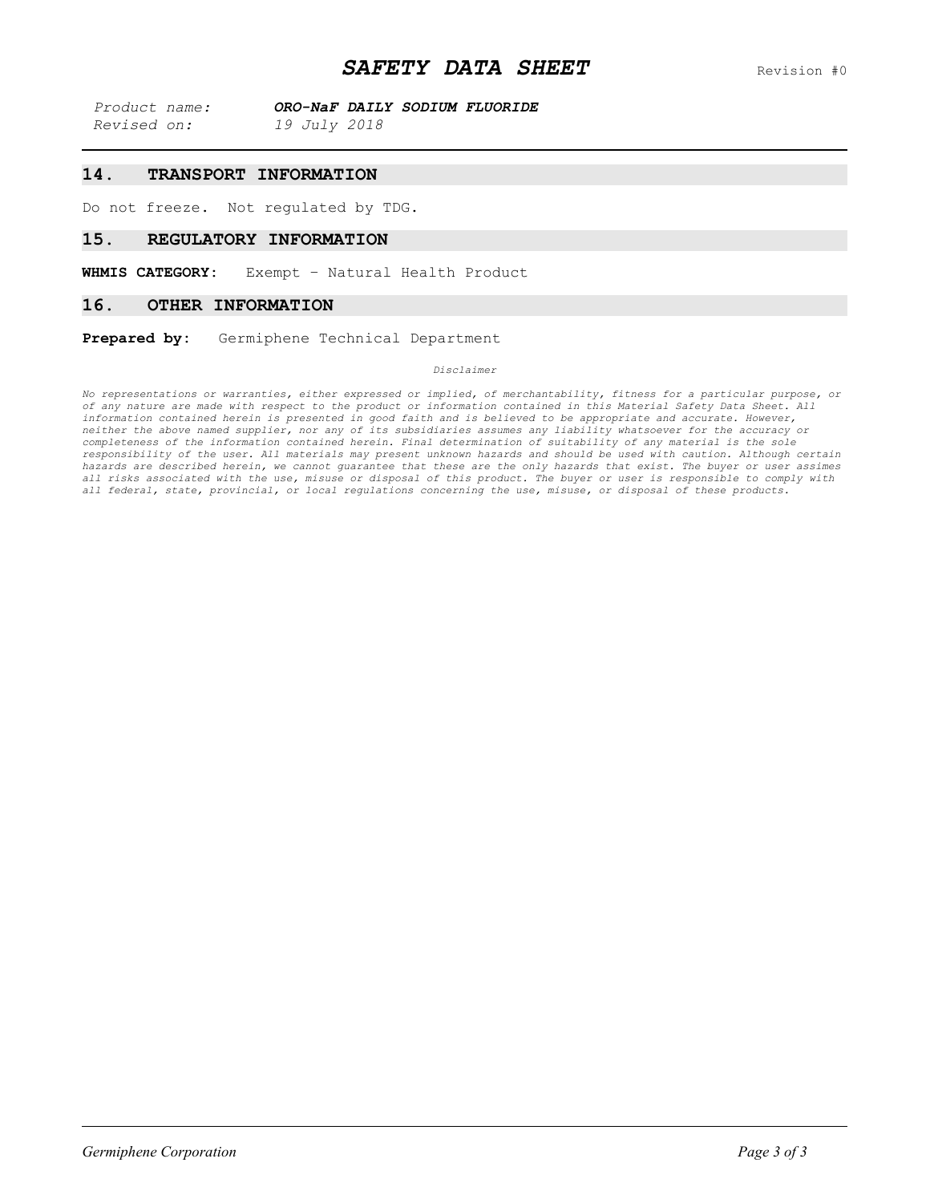## 14. TRANSPORT INFORMATION

Do not freeze. Not regulated by TDG.

## 15. REGULATORY INFORMATION

**WHMIS CATEGORY:** Exempt - Natural Health Product

## 16. OTHER INFORMATION

**Prepared by:** Germiphene Technical Department

*Disclaimer*

*No representations or warranties, either expressed or implied, of merchantability, fitness for a particular purpose, or of any nature are made with respect to the product or information contained in this Material Safety Data Sheet. All information contained herein is presented in good faith and is believed to be appropriate and accurate. However, neither the above named supplier, nor any of its subsidiaries assumes any liability whatsoever for the accuracy or completeness of the information contained herein. Final determination of suitability of any material is the sole responsibility of the user. All materials may present unknown hazards and should be used with caution. Although certain hazards are described herein, we cannot guarantee that these are the only hazards that exist. The buyer or user assimes all risks associated with the use, misuse or disposal of this product. The buyer or user is responsible to comply with all federal, state, provincial, or local regulations concerning the use, misuse, or disposal of these products.*